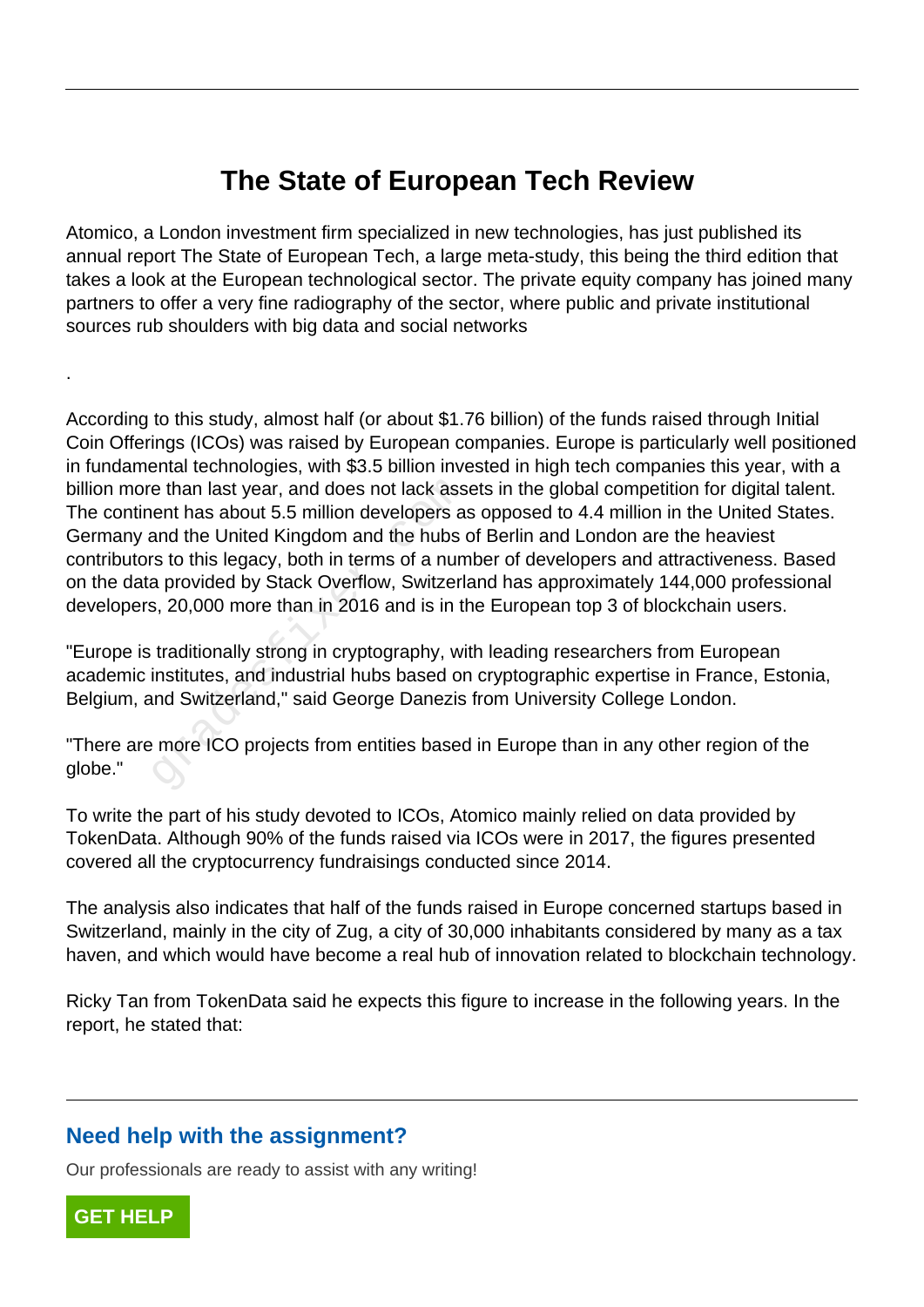# The State of European Tech Review

Atomico, a London investment firm specialized in new technologies, has just published its annual report The State of European Tech, a large meta-study, this being the third edition that takes a look at the European technological sector. The private equity company has joined many partners to offer a very fine radiography of the sector, where public and private institutional sources rub shoulders with big data and social networks

.

According to this study, almost half (or about $1.76 billion) of the funds raised through Initial Coin Offerings (ICOs) was raised by European companies. Europe is particularly well positioned in fundamental technologies, with $3.5 billion invested in high tech companies this year, with a billion more than last year, and does not lack assets in the global competition for digital talent. The continent has about 5.5 million developers as opposed to 4.4 million in the United States. Germany and the United Kingdom and the hubs of Berlin and London are the heaviest contributors to this legacy, both in terms of a number of developers and attractiveness. Based on the data provided by Stack Overflow, Switzerland has approximately 144,000 professional developers, 20,000 more than in 2016 and is in the European top 3 of blockchain users.

"Europe is traditionally strong in cryptography, with leading researchers from European academic institutes, and industrial hubs based on cryptographic expertise in France, Estonia, Belgium, and Switzerland," said George Danezis from University College London.

"There are more ICO projects from entities based in Europe than in any other region of the globe."

To write the part of his study devoted to ICOs, Atomico mainly relied on data provided by TokenData. Although 90% of the funds raised via ICOs were in 2017, the figures presented covered all the cryptocurrency fundraisings conducted since 2014.

The analysis also indicates that half of the funds raised in Europe concerned startups based in Switzerland, mainly in the city of Zug, a city of 30,000 inhabitants considered by many as a tax haven, and which would have become a real hub of innovation related to blockchain technology.

Ricky Tan from TokenData said he expects this figure to increase in the following years. In the report, he stated that: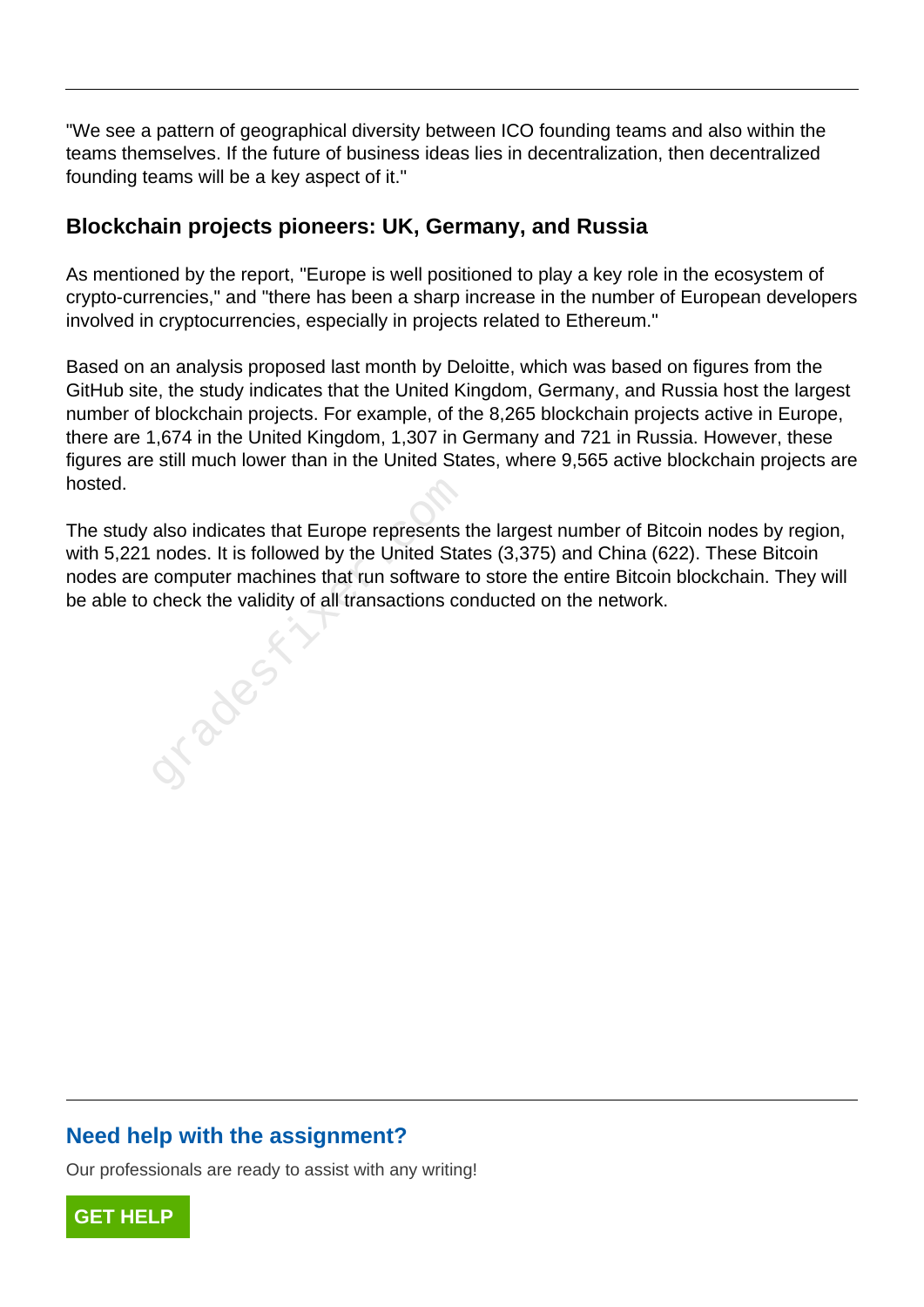"We see a pattern of geographical diversity between ICO founding teams and also within the teams themselves. If the future of business ideas lies in decentralization, then decentralized founding teams will be a key aspect of it."

## Blockchain projects pioneers: UK, Germany, and Russia

As mentioned by the report, "Europe is well positioned to play a key role in the ecosystem of crypto-currencies," and "there has been a sharp increase in the number of European developers involved in cryptocurrencies, especially in projects related to Ethereum."

Based on an analysis proposed last month by Deloitte, which was based on figures from the GitHub site, the study indicates that the United Kingdom, Germany, and Russia host the largest number of blockchain projects. For example, of the 8,265 blockchain projects active in Europe, there are 1,674 in the United Kingdom, 1,307 in Germany and 721 in Russia. However, these figures are still much lower than in the United States, where 9,565 active blockchain projects are hosted.

The study also indicates that Europe represents the largest number of Bitcoin nodes by region, with 5,221 nodes. It is followed by the United States (3,375) and China (622). These Bitcoin nodes are computer machines that run software to store the entire Bitcoin blockchain. They will be able to check the validity of all transactions conducted on the network.